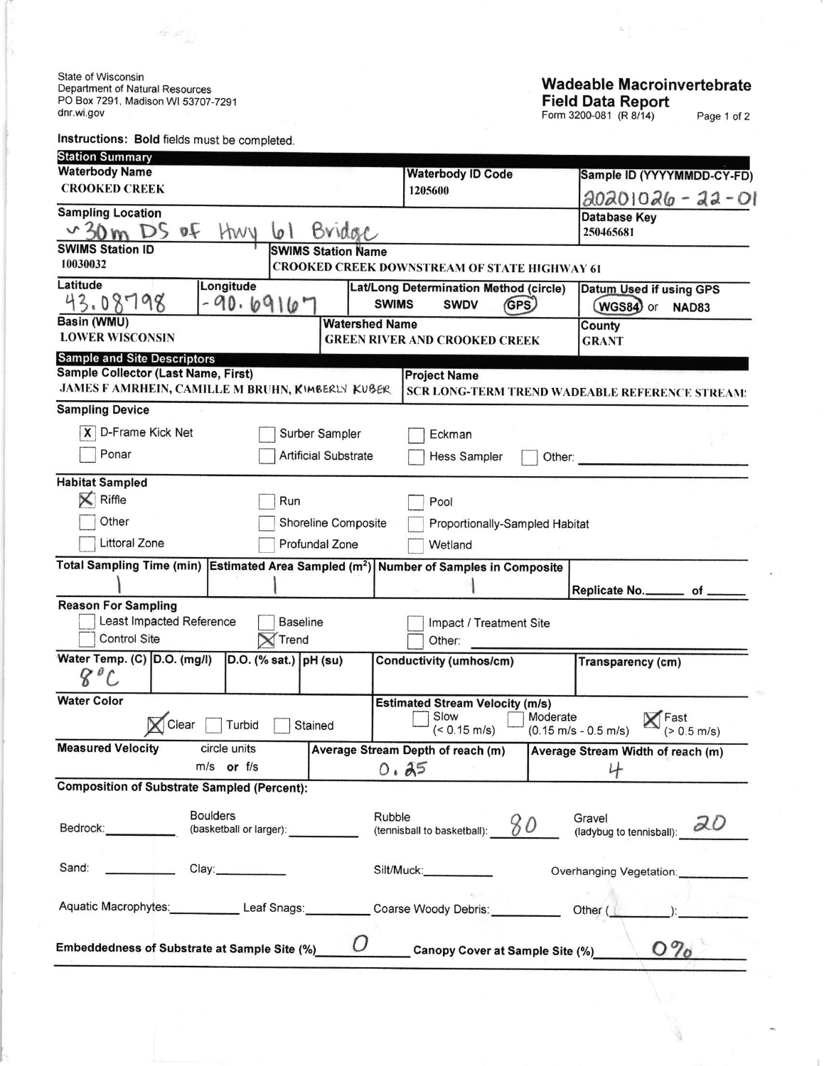State of Wisconsin
Department of Natural Resources
PO Box 7291, Madison WI 53707-7291
dnr.wi.gov

# Wadeable Macroinvertebrate Field Data Report

Form 3200-081 (R 8/14)

Instructions: **Bold** fields must be completed.

## Station Summary

| **Waterbody Name** | **Waterbody ID Code** | **Sample ID (YYYYMMDD-CY-FD)** |
|---|---|---|
| CROOKED CREEK | 1205600 | 20201026 - 22 - 01 |

| **Sampling Location** | **Database Key** |
|---|---|
| ~30m DS of Hwy 61 Bridge | 250465681 |

| **SWIMS Station ID** | **SWIMS Station Name** |
|---|---|
| 10030032 | CROOKED CREEK DOWNSTREAM OF STATE HIGHWAY 61 |

| **Latitude** | **Longitude** | **Lat/Long Determination Method (circle)** | **Datum Used if using GPS** |
|---|---|---|---|
| 43.08798 | -90.69167 | SWIMS SWDV (GPS) — circled | (WGS84) — circled or NAD83 |

| **Basin (WMU)** | **Watershed Name** | **County** |
|---|---|---|
| LOWER WISCONSIN | GREEN RIVER AND CROOKED CREEK | GRANT |

## Sample and Site Descriptors

| **Sample Collector (Last Name, First)** | **Project Name** |
|---|---|
| JAMES F AMRHEIN, CAMILLE M BRUHN, KIMBERLY KUBER | SCR LONG-TERM TREND WADEABLE REFERENCE STREAM |

**Sampling Device**

- [X] D-Frame Kick Net
- [ ] Surber Sampler
- [ ] Eckman
- [ ] Ponar
- [ ] Artificial Substrate
- [ ] Hess Sampler
- [ ] Other: ____________

**Habitat Sampled**

- [X] Riffle
- [ ] Run
- [ ] Pool
- [ ] Other
- [ ] Shoreline Composite
- [ ] Proportionally-Sampled Habitat
- [ ] Littoral Zone
- [ ] Profundal Zone
- [ ] Wetland

| **Total Sampling Time (min)** | **Estimated Area Sampled (m²)** | **Number of Samples in Composite** | Replicate No. ____ of ____ |
|---|---|---|---|
| 1 | 1 | 1 | |

**Reason For Sampling**

- [ ] Least Impacted Reference
- [ ] Baseline
- [ ] Impact / Treatment Site
- [ ] Control Site
- [X] Trend
- [ ] Other: ____________

| **Water Temp. (C)** | **D.O. (mg/l)** | **D.O. (% sat.)** | **pH (su)** | **Conductivity (umhos/cm)** | **Transparency (cm)** |
|---|---|---|---|---|---|
| 8°C | | | | | |

**Water Color**

- [X] Clear
- [ ] Turbid
- [ ] Stained

**Estimated Stream Velocity (m/s)**

- [ ] Slow (< 0.15 m/s)
- [ ] Moderate (0.15 m/s - 0.5 m/s)
- [X] Fast (> 0.5 m/s)

| **Measured Velocity** (circle units m/s or f/s) | **Average Stream Depth of reach (m)** | **Average Stream Width of reach (m)** |
|---|---|---|
| | 0.25 | 4 |

**Composition of Substrate Sampled (Percent):**

| Substrate | Percent |
|---|---|
| Bedrock | |
| Boulders (basketball or larger) | |
| Rubble (tennisball to basketball) | 80 |
| Gravel (ladybug to tennisball) | 20 |
| Sand | |
| Clay | |
| Silt/Muck | |
| Overhanging Vegetation | |
| Aquatic Macrophytes | |
| Leaf Snags | |
| Coarse Woody Debris | |
| Other (____) | |

**Embeddedness of Substrate at Sample Site (%)** 0

**Canopy Cover at Sample Site (%)** 0%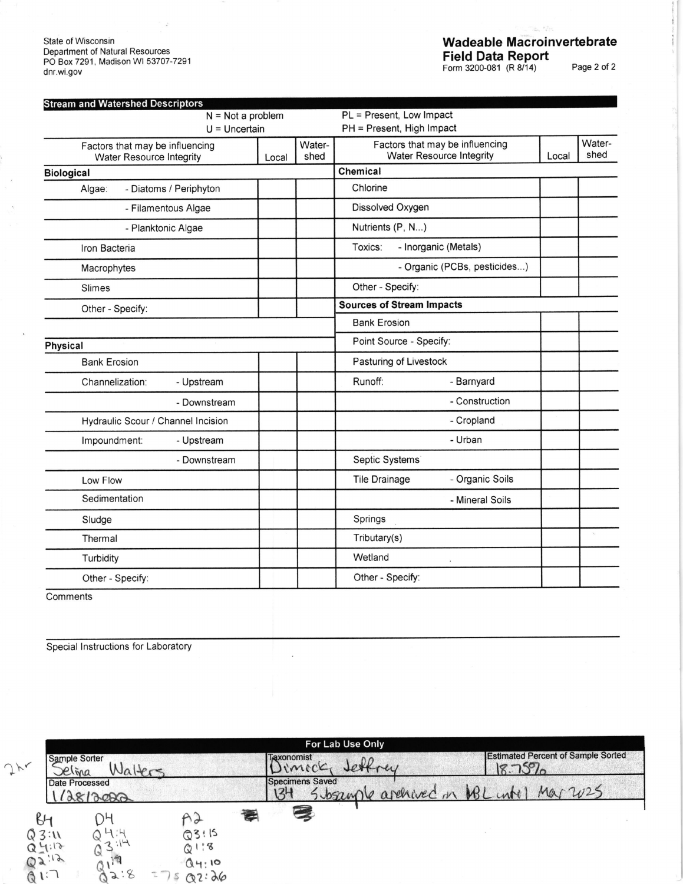State of Wisconsin
Department of Natural Resources
PO Box 7291, Madison WI 53707-7291
dnr.wi.gov

# Wadeable Macroinvertebrate Field Data Report

Form 3200-081 (R 8/14)

## Stream and Watershed Descriptors

N = Not a problem
U = Uncertain
PL = Present, Low Impact
PH = Present, High Impact

| Factors that may be influencing Water Resource Integrity | Local | Watershed | Factors that may be influencing Water Resource Integrity | Local | Watershed |
|---|---|---|---|---|---|
| **Biological** | | | **Chemical** | | |
| Algae: - Diatoms / Periphyton | | | Chlorine | | |
| - Filamentous Algae | | | Dissolved Oxygen | | |
| - Planktonic Algae | | | Nutrients (P, N...) | | |
| Iron Bacteria | | | Toxics: - Inorganic (Metals) | | |
| Macrophytes | | | - Organic (PCBs, pesticides...) | | |
| Slimes | | | Other - Specify: | | |
| Other - Specify: | | | **Sources of Stream Impacts** | | |
| | | | Bank Erosion | | |
| **Physical** | | | Point Source - Specify: | | |
| Bank Erosion | | | Pasturing of Livestock | | |
| Channelization: - Upstream | | | Runoff: - Barnyard | | |
| - Downstream | | | - Construction | | |
| Hydraulic Scour / Channel Incision | | | - Cropland | | |
| Impoundment: - Upstream | | | - Urban | | |
| - Downstream | | | Septic Systems | | |
| Low Flow | | | Tile Drainage - Organic Soils | | |
| Sedimentation | | | - Mineral Soils | | |
| Sludge | | | Springs | | |
| Thermal | | | Tributary(s) | | |
| Turbidity | | | Wetland | | |
| Other - Specify: | | | Other - Specify: | | |

Comments

Special Instructions for Laboratory

| For Lab Use Only | | |
|---|---|---|
| Sample Sorter: Selina Walters | Taxonomist: Dimick, Jeffrey | Estimated Percent of Sample Sorted: 18.75% |
| Date Processed: 1/28/2022 | Specimens Saved: 134 Subsample archived in ABL until Mar 2025 | |

2hr

B4
Q3:11
Q4:12
Q2:12
Q1:7

D4
Q4:4
Q3:14
Q1:9
Q2:8

=75

A2
Q3:15
Q1:8
Q4:10
Q2:26